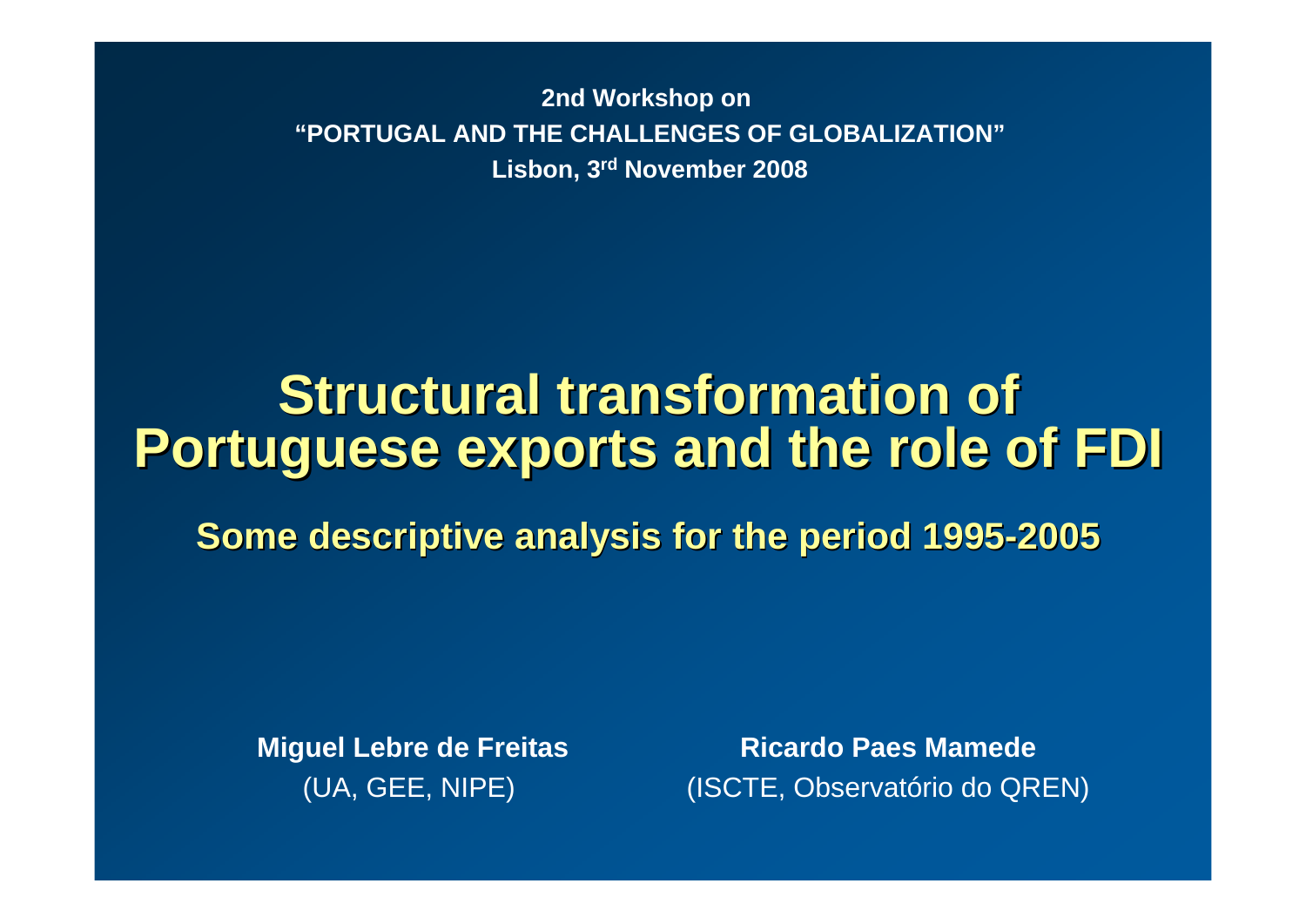**2nd Workshop on**

**"PORTUGAL AND THE CHALLENGES OF GLOBALIZATION"**

**Lisbon, 3rd November 2008**

# Structural transformation of Portuguese exports and the role of FDI

## Some descriptive analysis for the period 1995-2005

**Miguel Lebre de Freitas**
(UA, GEE, NIPE)

**Ricardo Paes Mamede**
(ISCTE, Observatório do QREN)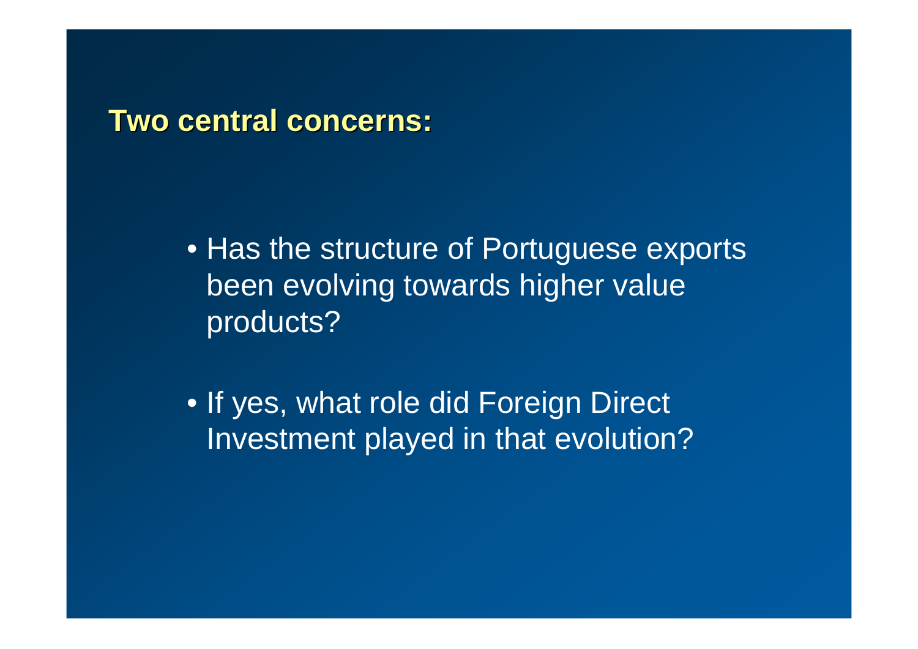## Two central concerns:

- Has the structure of Portuguese exports been evolving towards higher value products?
- If yes, what role did Foreign Direct Investment played in that evolution?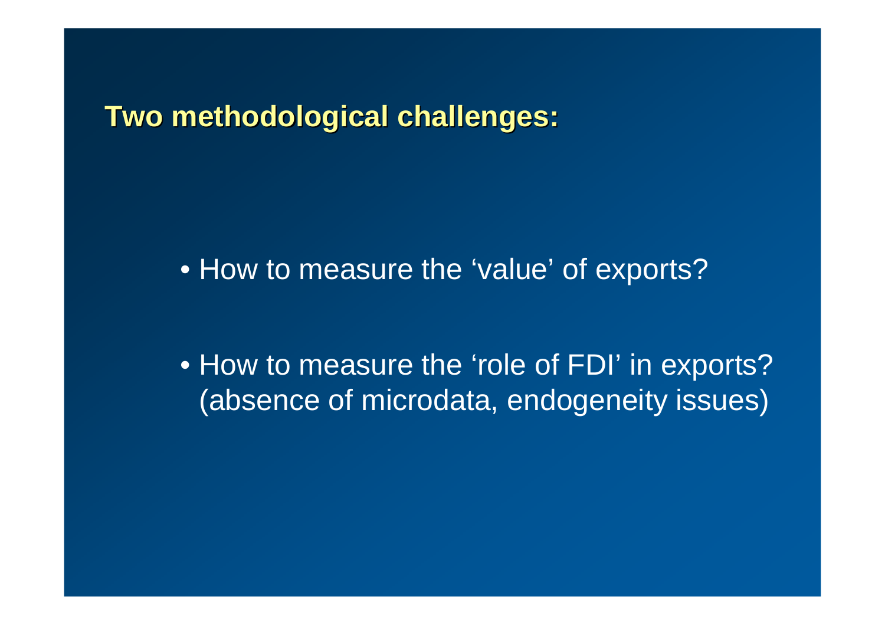## Two methodological challenges:

- How to measure the 'value' of exports?
- How to measure the 'role of FDI' in exports? (absence of microdata, endogeneity issues)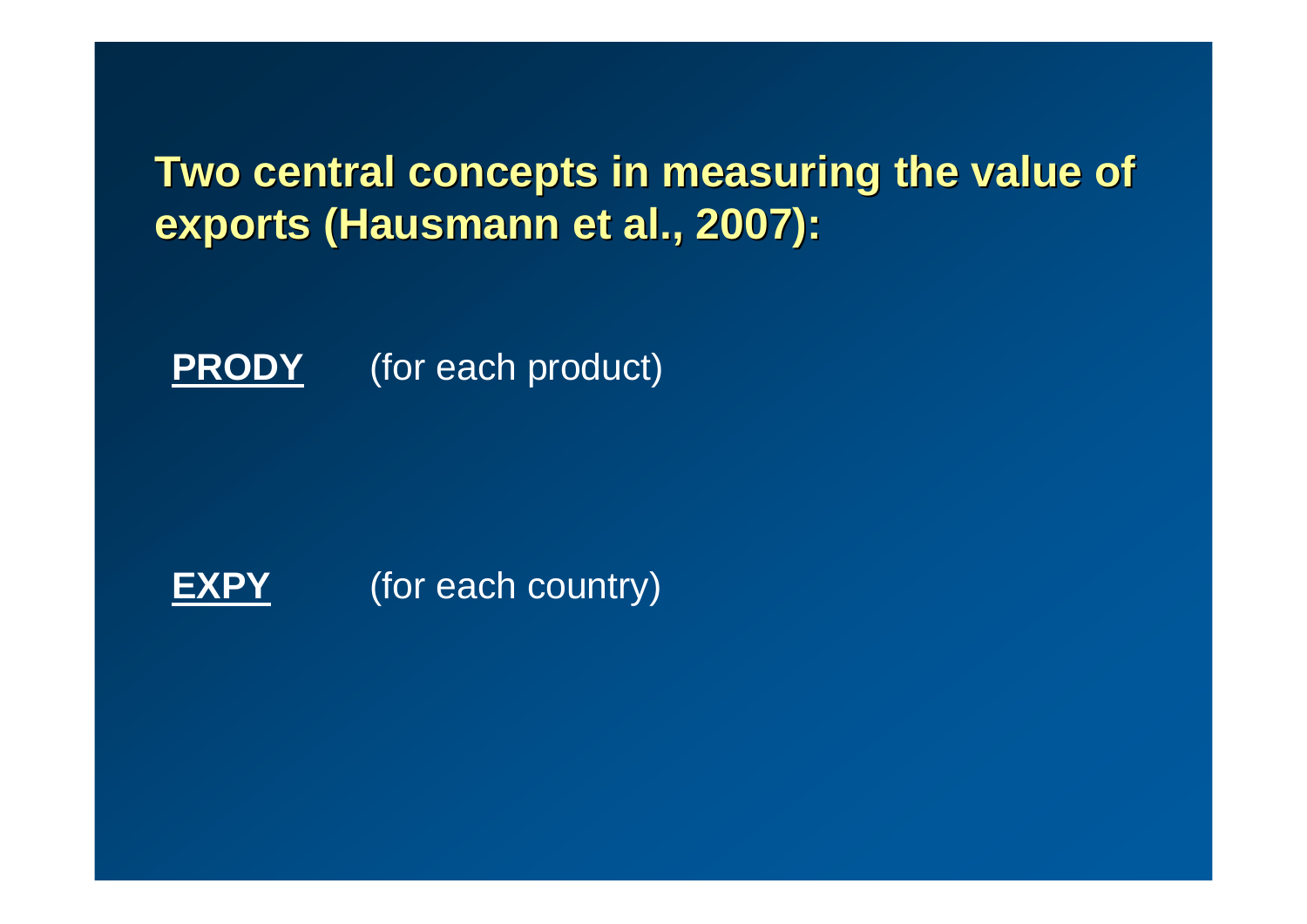## Two central concepts in measuring the value of exports (Hausmann et al., 2007):

**PRODY** (for each product)

**EXPY** (for each country)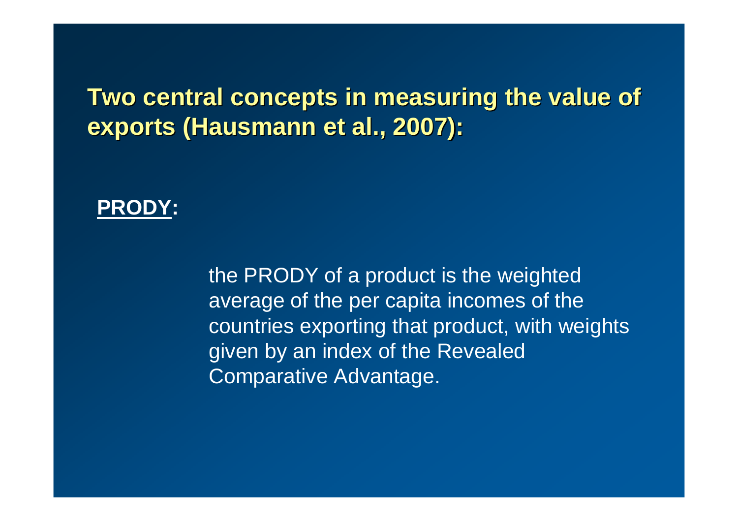## Two central concepts in measuring the value of exports (Hausmann et al., 2007):

**PRODY:**

the PRODY of a product is the weighted average of the per capita incomes of the countries exporting that product, with weights given by an index of the Revealed Comparative Advantage.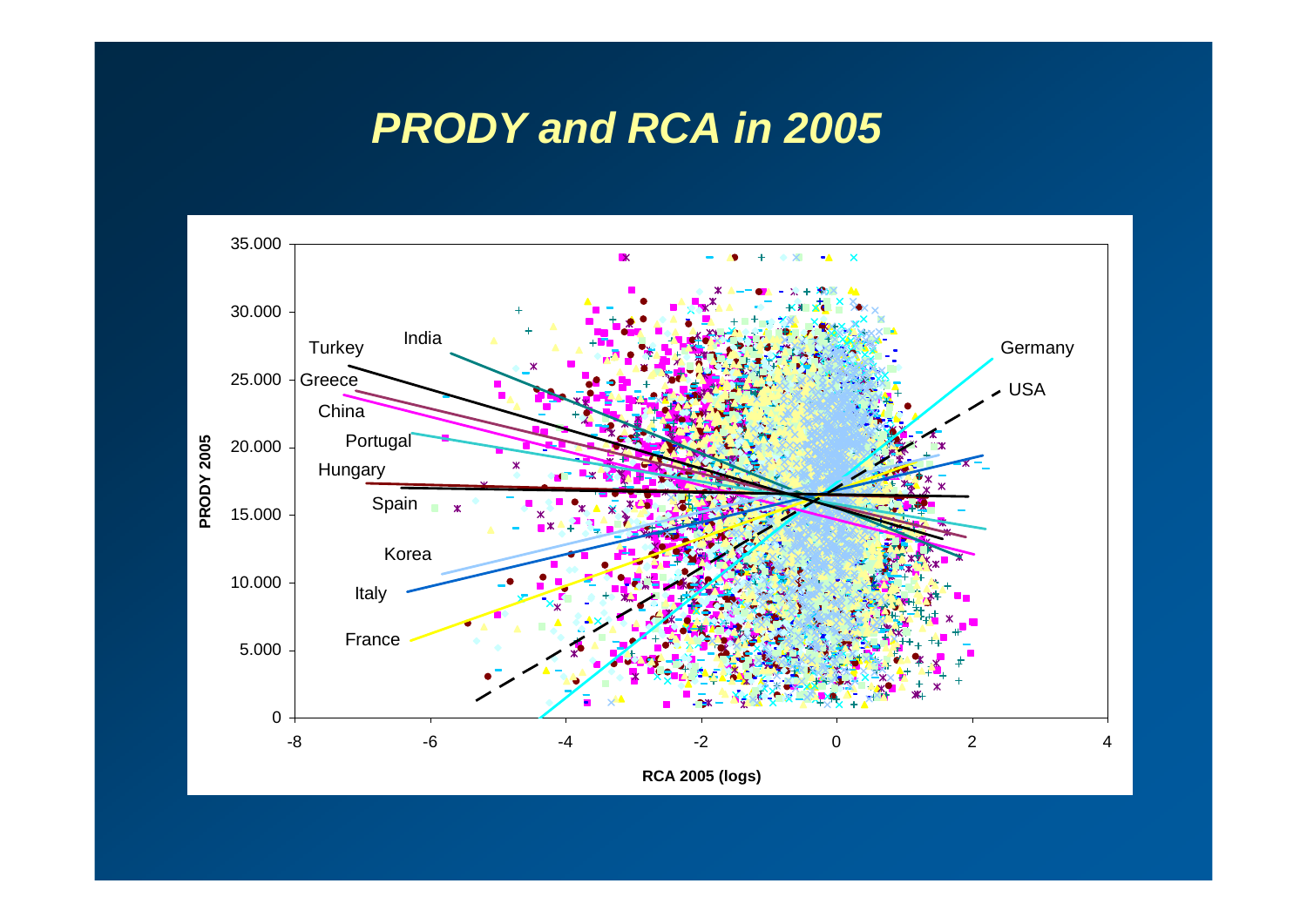# *PRODY and RCA in 2005*

PRODY 2005

RCA 2005 (logs)

Turkey, India, Greece, China, Portugal, Hungary, Spain, Korea, Italy, France, Germany, USA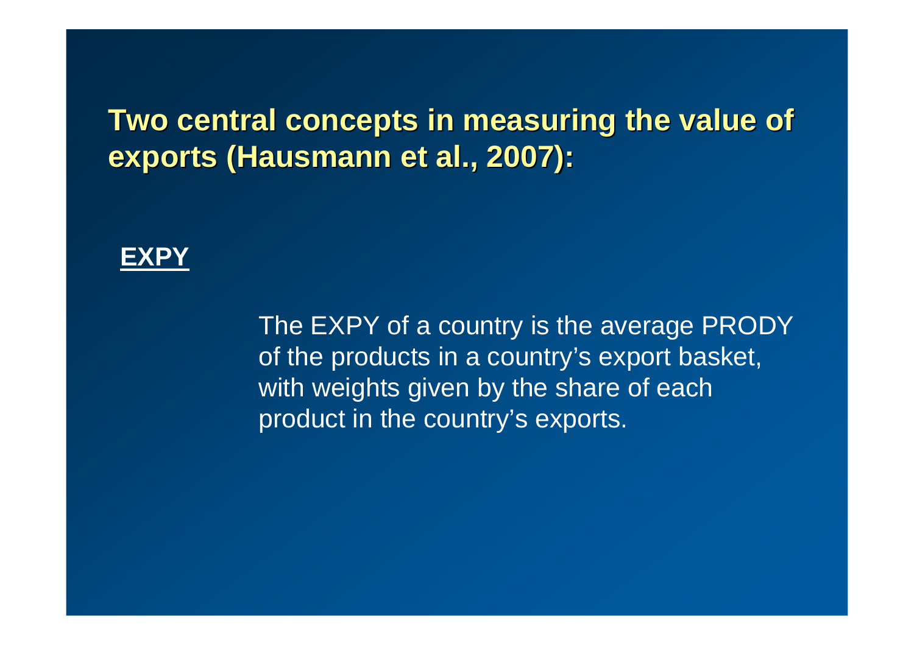# Two central concepts in measuring the value of exports (Hausmann et al., 2007):

**EXPY**

The EXPY of a country is the average PRODY of the products in a country's export basket, with weights given by the share of each product in the country's exports.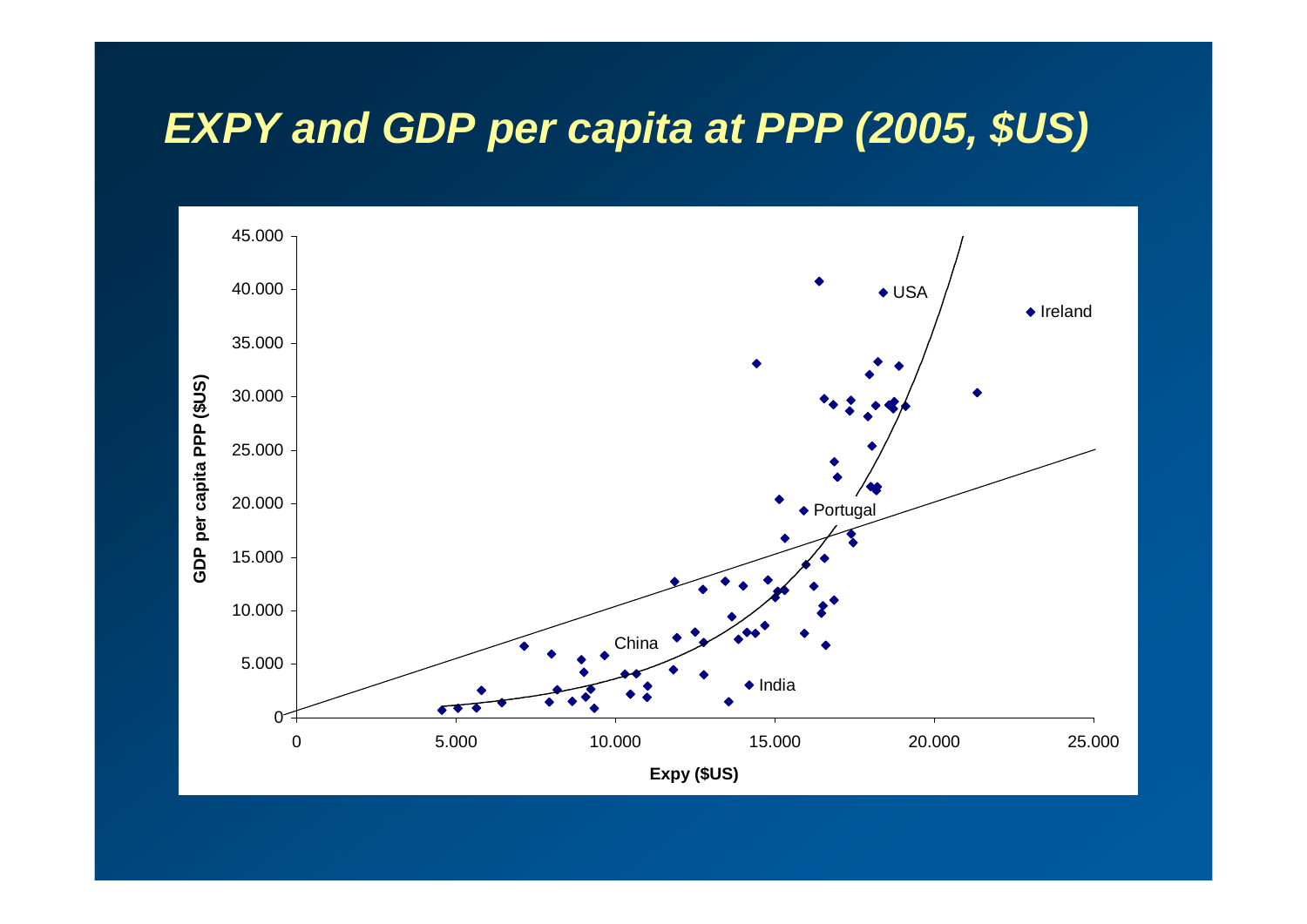# *EXPY and GDP per capita at PPP (2005, $US)*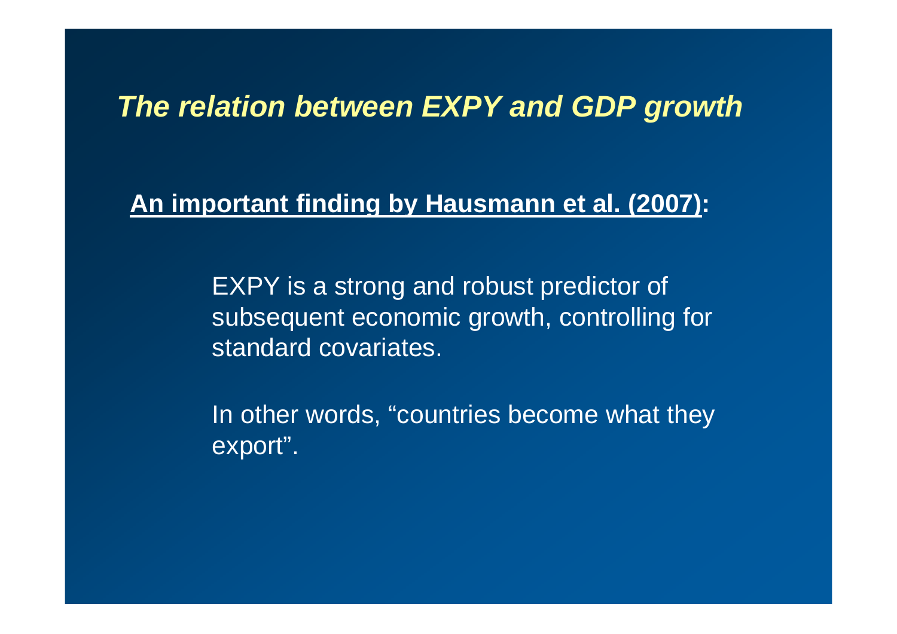## *The relation between EXPY and GDP growth*

**An important finding by Hausmann et al. (2007):**

EXPY is a strong and robust predictor of subsequent economic growth, controlling for standard covariates.

In other words, “countries become what they export”.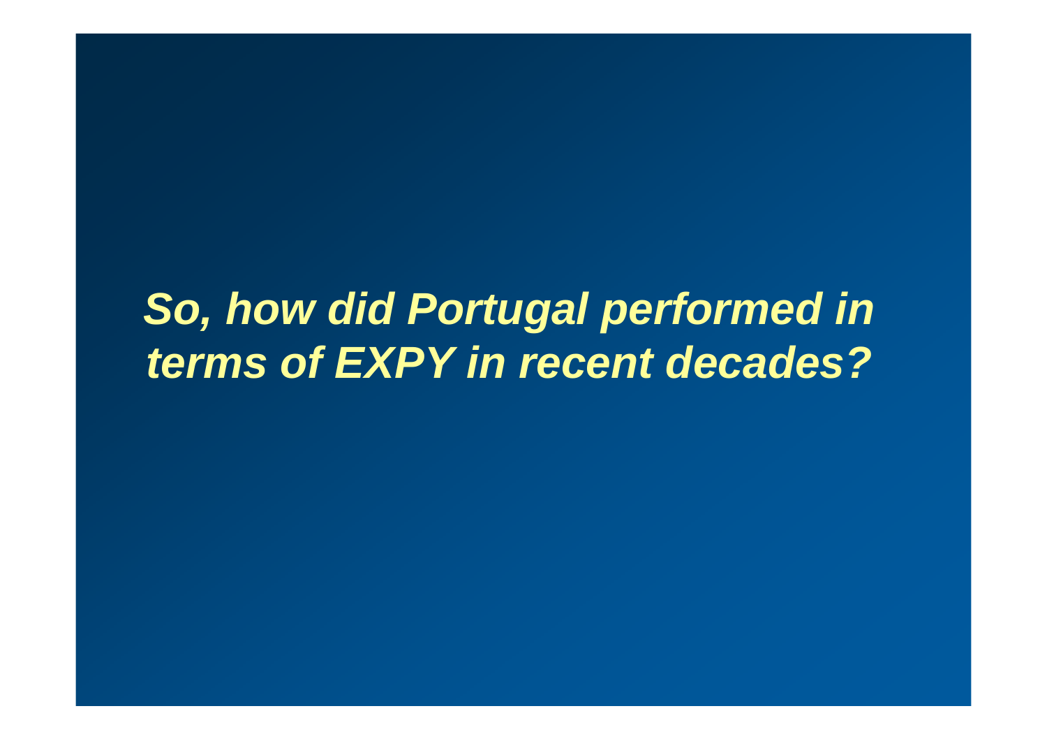***So, how did Portugal performed in terms of EXPY in recent decades?***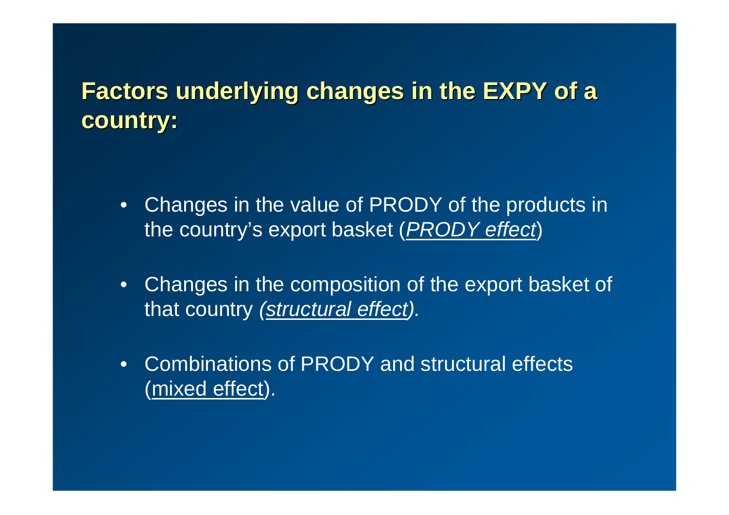## Factors underlying changes in the EXPY of a country:

- Changes in the value of PRODY of the products in the country's export basket (*PRODY effect*)
- Changes in the composition of the export basket of that country *(structural effect).*
- Combinations of PRODY and structural effects (mixed effect).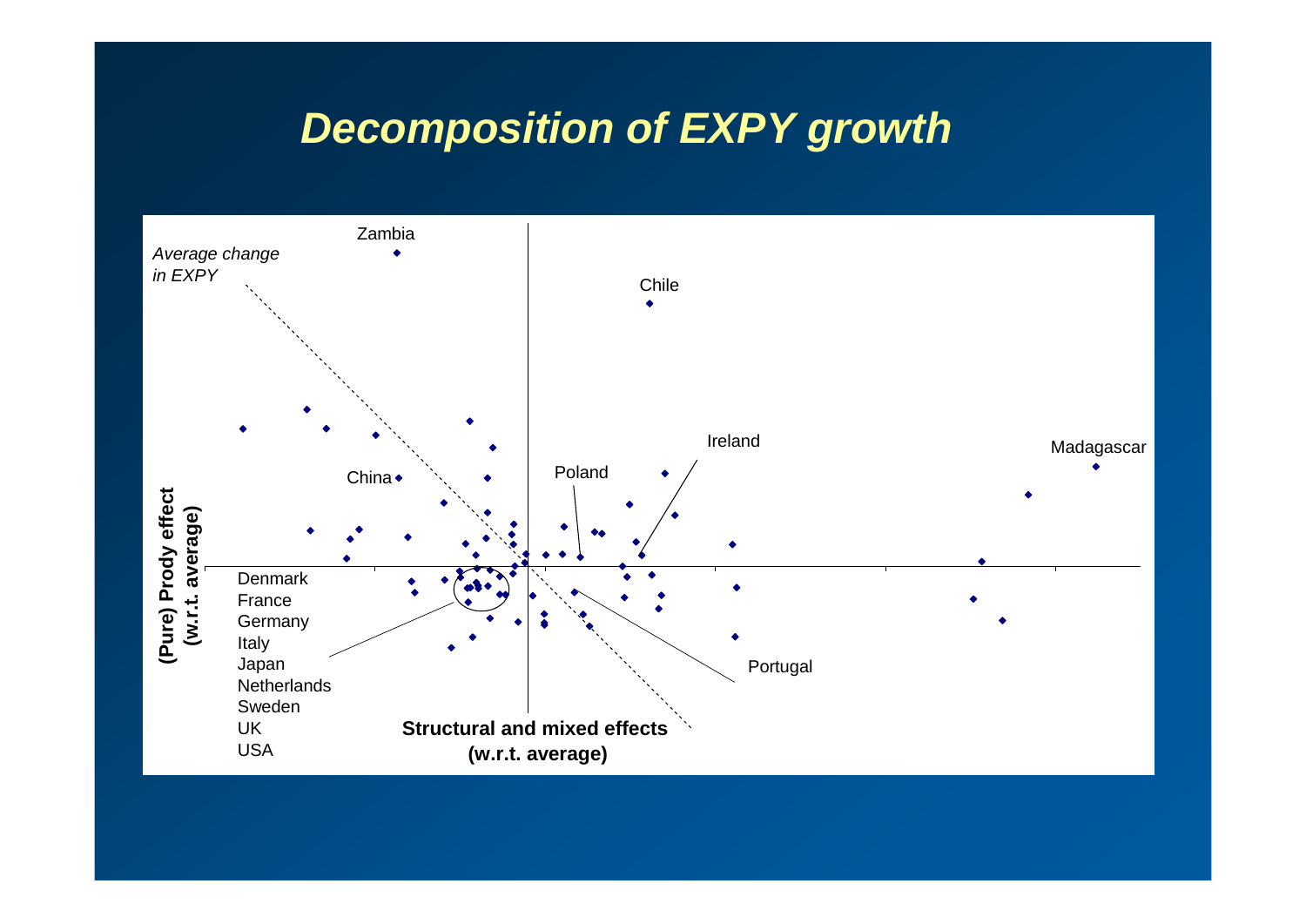# Decomposition of EXPY growth

Zambia

*Average change in EXPY*

Chile

Ireland

Madagascar

Poland

China

**(Pure) Prody effect (w.r.t. average)**

Denmark
France
Germany
Italy
Japan
Netherlands
Sweden
UK
USA

Portugal

**Structural and mixed effects (w.r.t. average)**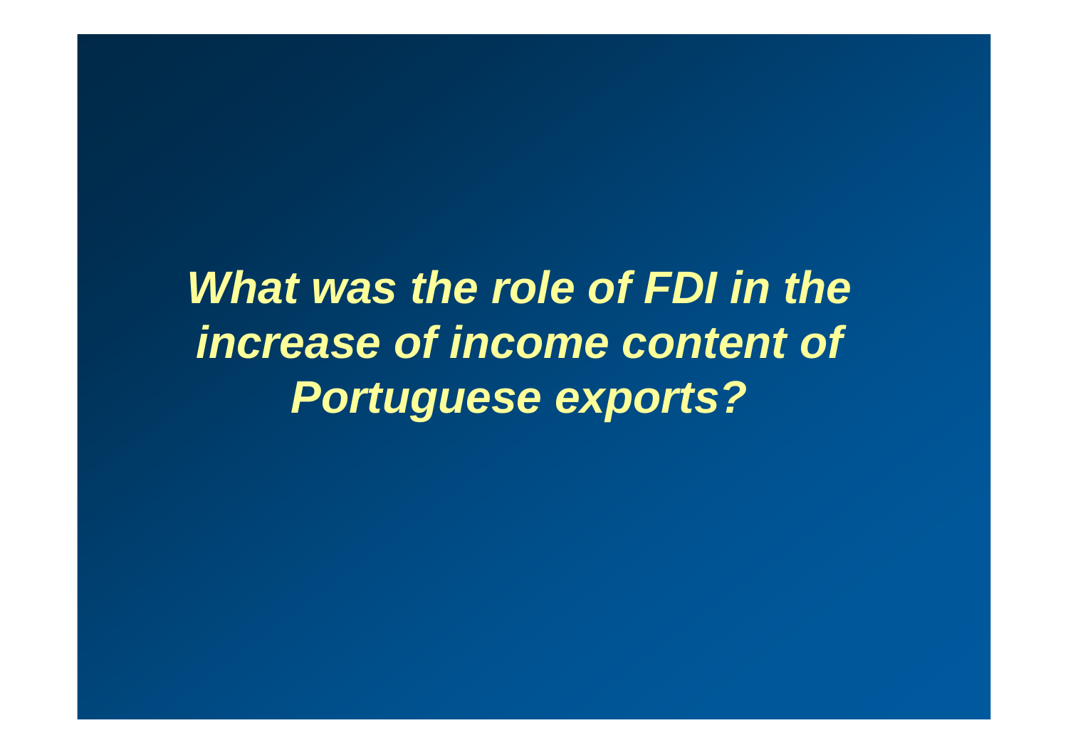***What was the role of FDI in the increase of income content of Portuguese exports?***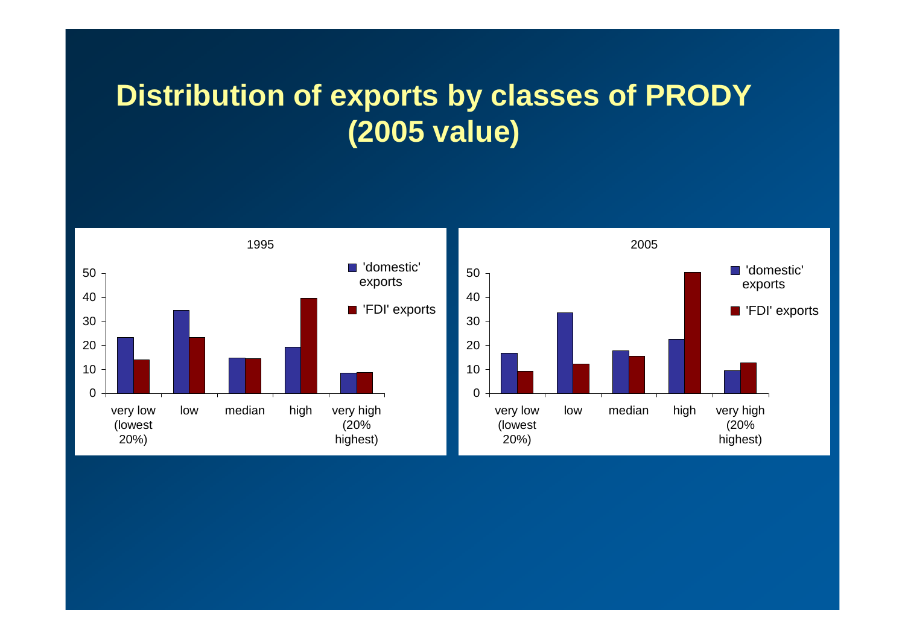# Distribution of exports by classes of PRODY (2005 value)

1995

| | 'domestic' exports | 'FDI' exports |
|---|---|---|
| very low (lowest 20%) | 23 | 14 |
| low | 34.5 | 23 |
| median | 14.5 | 14.5 |
| high | 19 | 39.5 |
| very high (20% highest) | 8.5 | 8.5 |

2005

| | 'domestic' exports | 'FDI' exports |
|---|---|---|
| very low (lowest 20%) | 16.5 | 9 |
| low | 33.5 | 12 |
| median | 17.5 | 15.5 |
| high | 22.5 | 50.5 |
| very high (20% highest) | 9.5 | 12.5 |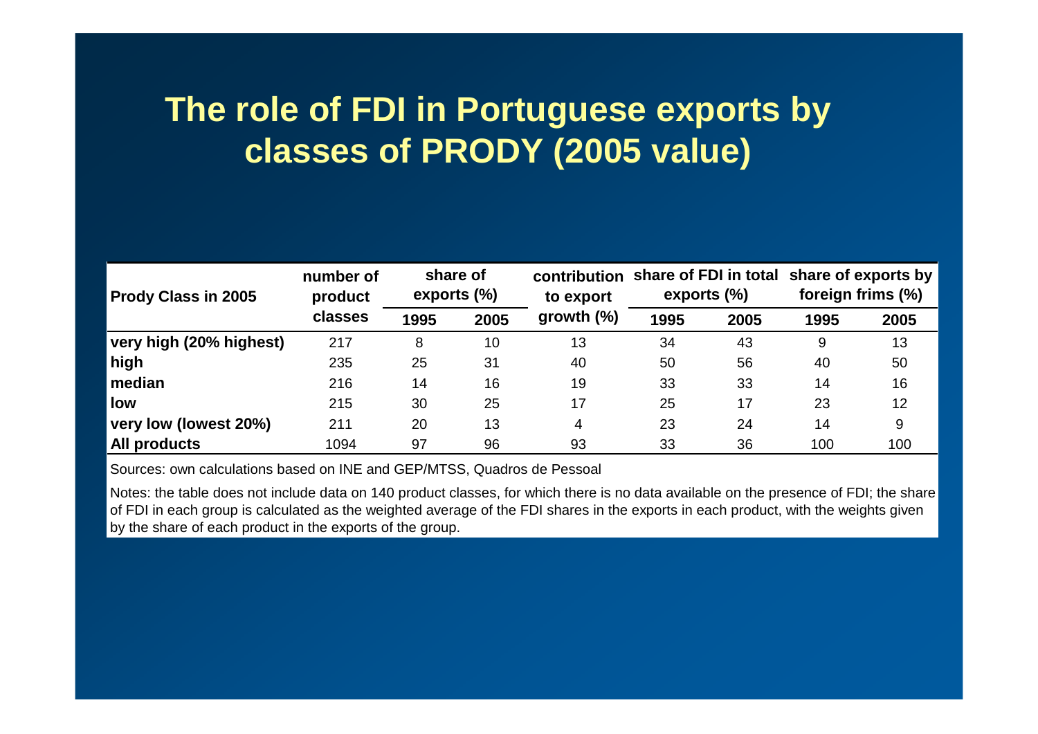# The role of FDI in Portuguese exports by classes of PRODY (2005 value)

| Prody Class in 2005 | number of product classes | share of exports (%) | | contribution to export growth (%) | share of FDI in total exports (%) | | share of exports by foreign frims (%) | |
|---|---|---|---|---|---|---|---|---|
| | | 1995 | 2005 | | 1995 | 2005 | 1995 | 2005 |
| **very high (20% highest)** | 217 | 8 | 10 | 13 | 34 | 43 | 9 | 13 |
| **high** | 235 | 25 | 31 | 40 | 50 | 56 | 40 | 50 |
| **median** | 216 | 14 | 16 | 19 | 33 | 33 | 14 | 16 |
| **low** | 215 | 30 | 25 | 17 | 25 | 17 | 23 | 12 |
| **very low (lowest 20%)** | 211 | 20 | 13 | 4 | 23 | 24 | 14 | 9 |
| **All products** | 1094 | 97 | 96 | 93 | 33 | 36 | 100 | 100 |

Sources: own calculations based on INE and GEP/MTSS, Quadros de Pessoal

Notes: the table does not include data on 140 product classes, for which there is no data available on the presence of FDI; the share of FDI in each group is calculated as the weighted average of the FDI shares in the exports in each product, with the weights given by the share of each product in the exports of the group.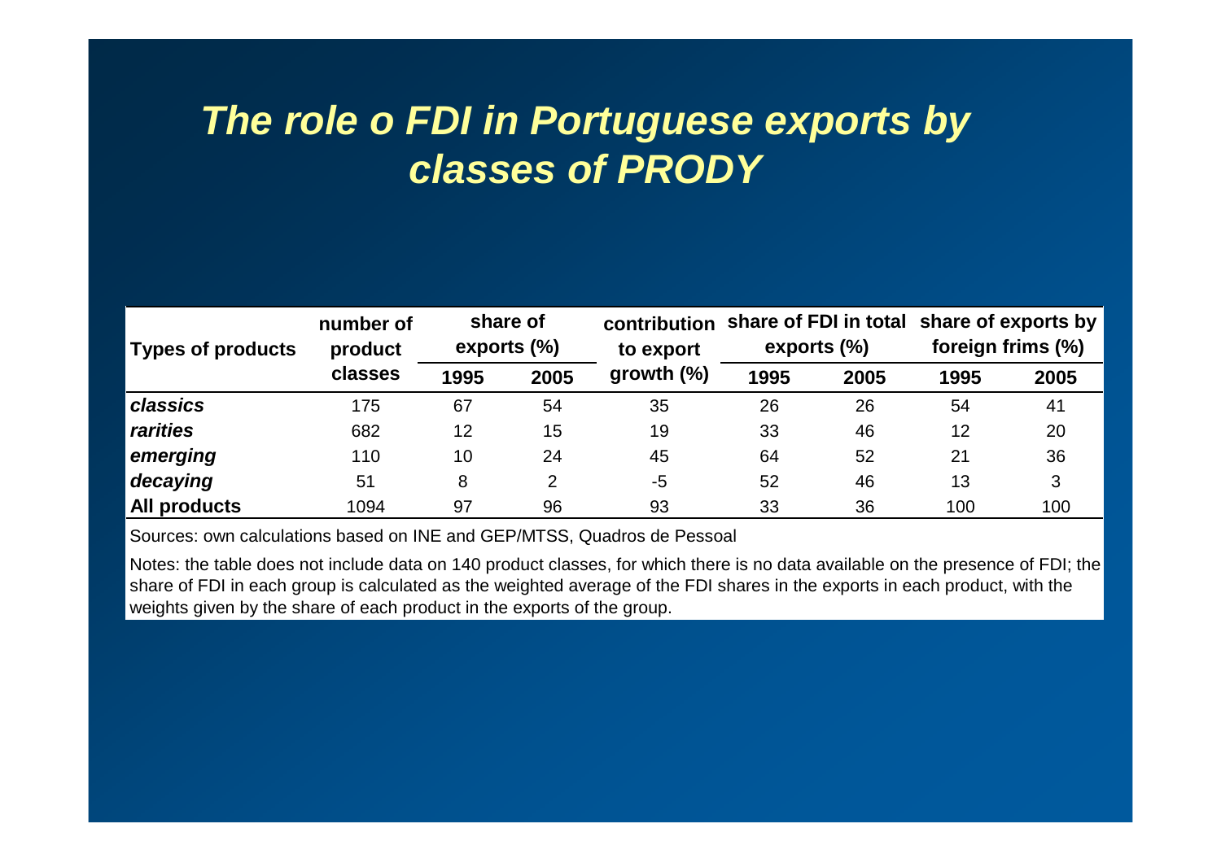# *The role o FDI in Portuguese exports by classes of PRODY*

| Types of products | number of product classes | share of exports (%) | | contribution to export growth (%) | share of FDI in total exports (%) | | share of exports by foreign frims (%) | |
|---|---|---|---|---|---|---|---|---|
| | | 1995 | 2005 | | 1995 | 2005 | 1995 | 2005 |
| ***classics*** | 175 | 67 | 54 | 35 | 26 | 26 | 54 | 41 |
| ***rarities*** | 682 | 12 | 15 | 19 | 33 | 46 | 12 | 20 |
| ***emerging*** | 110 | 10 | 24 | 45 | 64 | 52 | 21 | 36 |
| ***decaying*** | 51 | 8 | 2 | -5 | 52 | 46 | 13 | 3 |
| **All products** | 1094 | 97 | 96 | 93 | 33 | 36 | 100 | 100 |

Sources: own calculations based on INE and GEP/MTSS, Quadros de Pessoal

Notes: the table does not include data on 140 product classes, for which there is no data available on the presence of FDI; the share of FDI in each group is calculated as the weighted average of the FDI shares in the exports in each product, with the weights given by the share of each product in the exports of the group.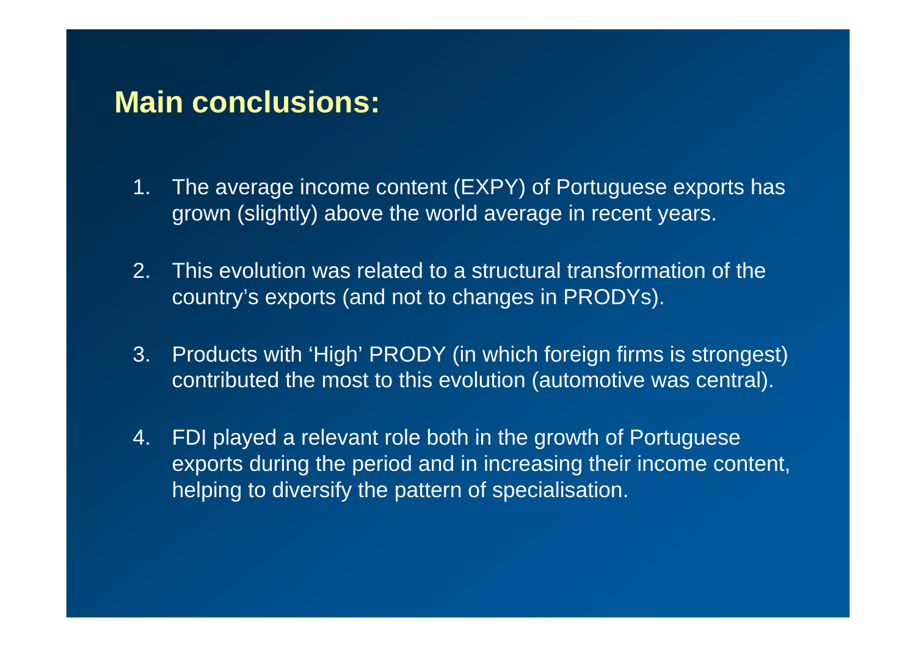## Main conclusions:

1. The average income content (EXPY) of Portuguese exports has grown (slightly) above the world average in recent years.

2. This evolution was related to a structural transformation of the country's exports (and not to changes in PRODYs).

3. Products with 'High' PRODY (in which foreign firms is strongest) contributed the most to this evolution (automotive was central).

4. FDI played a relevant role both in the growth of Portuguese exports during the period and in increasing their income content, helping to diversify the pattern of specialisation.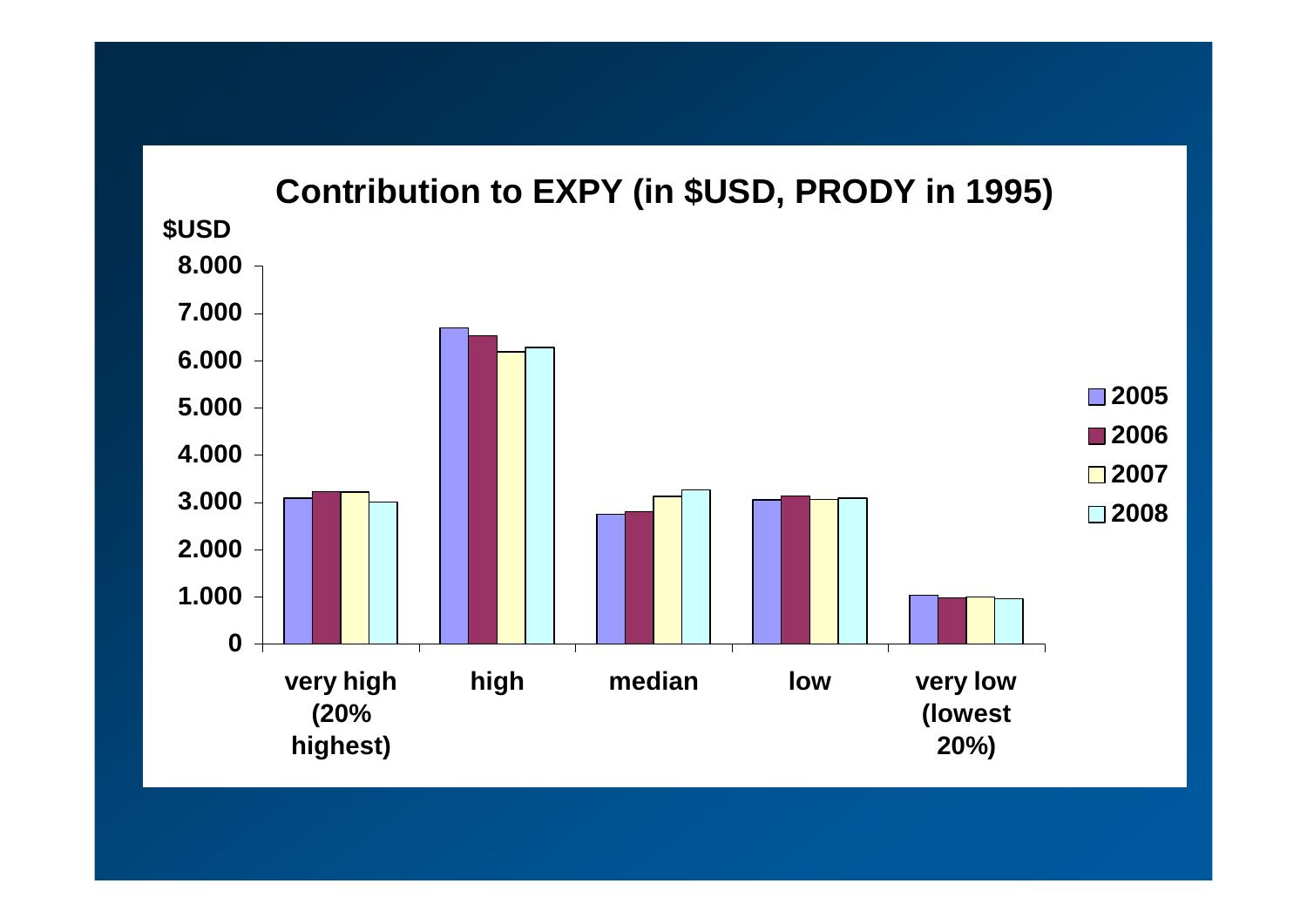## Contribution to EXPY (in $USD, PRODY in 1995)

$USD

8.000
7.000
6.000
5.000
4.000
3.000
2.000
1.000
0

very high (20% highest) | high | median | low | very low (lowest 20%)

2005
2006
2007
2008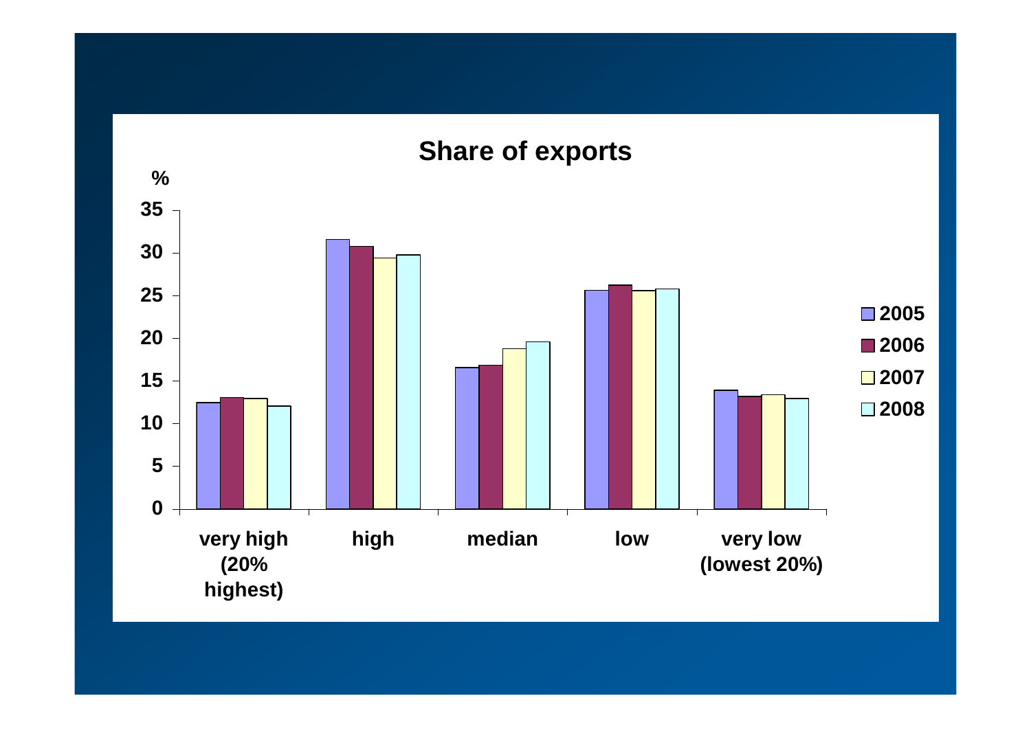## Share of exports

%

| | 2005 | 2006 | 2007 | 2008 |
|---|---|---|---|---|
| very high (20% highest) | 12.5 | 13.1 | 13.0 | 12.1 |
| high | 31.6 | 30.8 | 29.4 | 29.8 |
| median | 16.6 | 16.9 | 18.8 | 19.6 |
| low | 25.6 | 26.3 | 25.6 | 25.8 |
| very low (lowest 20%) | 14.0 | 13.2 | 13.4 | 13.0 |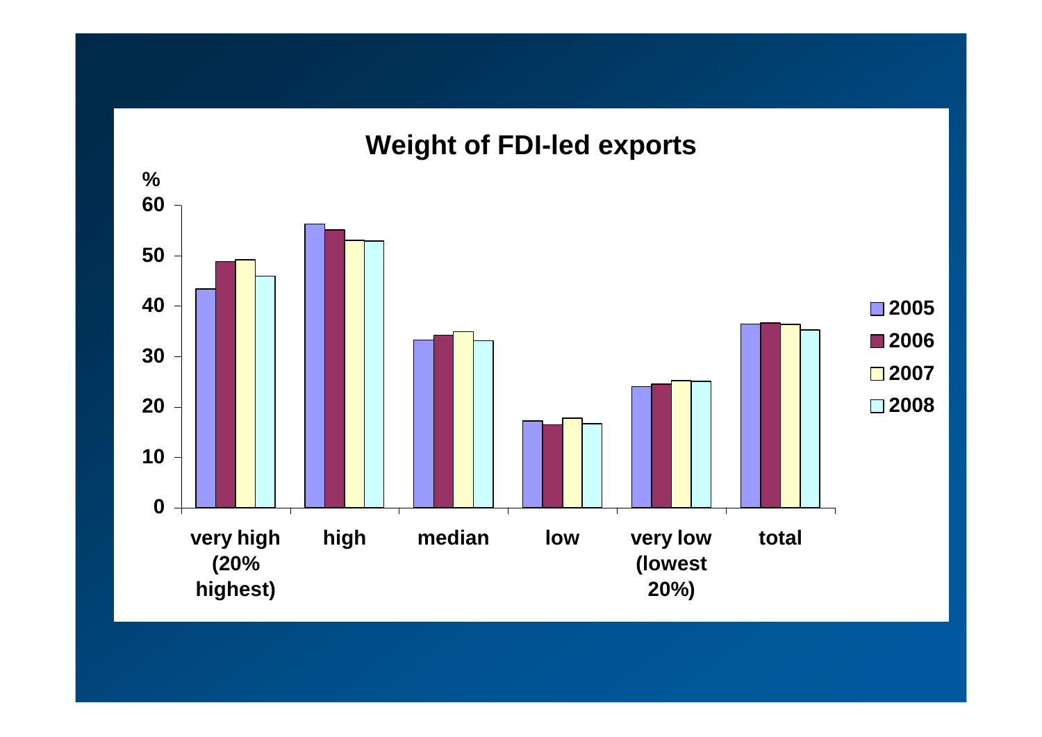## Weight of FDI-led exports

%

60

50

40

30

20

10

0

very high (20% highest)

high

median

low

very low (lowest 20%)

total

2005

2006

2007

2008